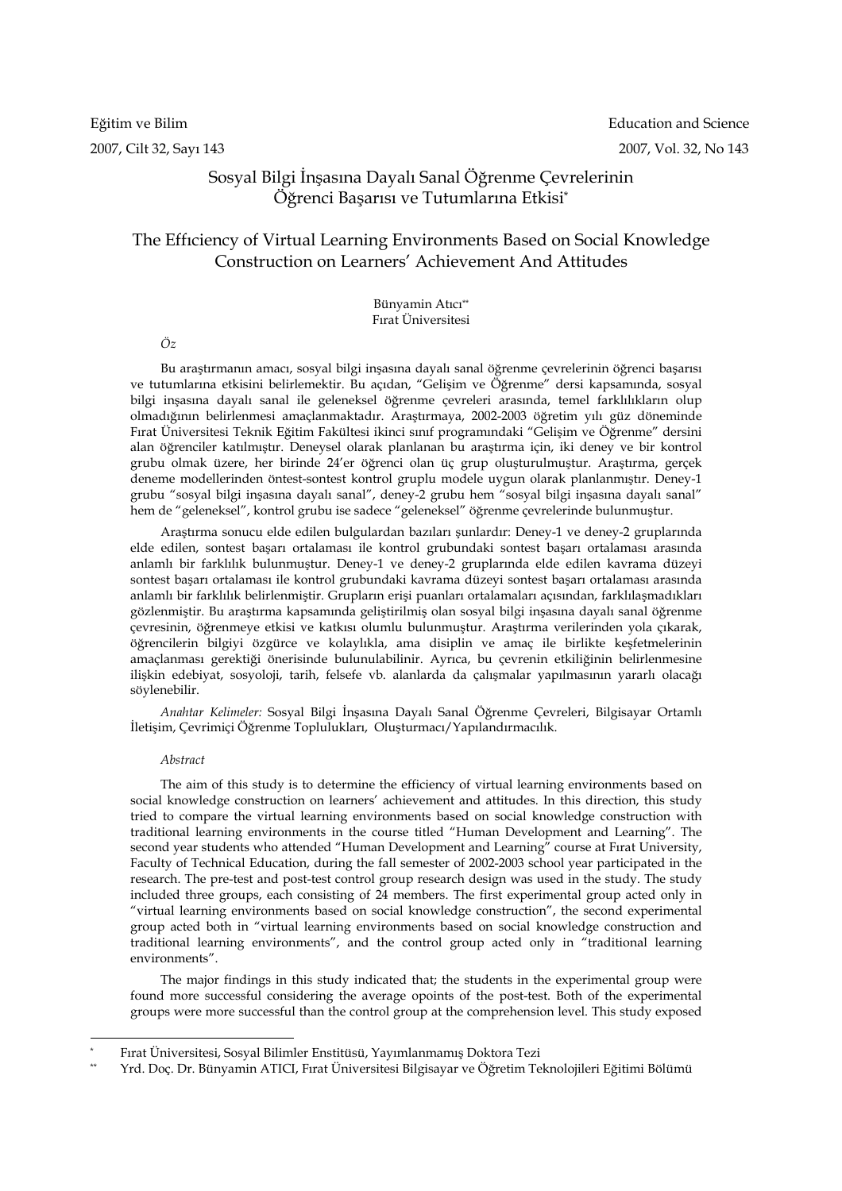# Sosyal Bilgi İnşasına Dayalı Sanal Öğrenme Çevrelerinin Öğrenci Başarısı ve Tutumlarına Etkisi*

# The Effıciency of Virtual Learning Environments Based on Social Knowledge Construction on Learners' Achievement And Attitudes

Bünyamin Atıcı**
Fırat Üniversitesi

*Öz*

Bu araştırmanın amacı, sosyal bilgi inşasına dayalı sanal öğrenme çevrelerinin öğrenci başarısı ve tutumlarına etkisini belirlemektir. Bu açıdan, "Gelişim ve Öğrenme" dersi kapsamında, sosyal bilgi inşasına dayalı sanal ile geleneksel öğrenme çevreleri arasında, temel farklılıkların olup olmadığının belirlenmesi amaçlanmaktadır. Araştırmaya, 2002-2003 öğretim yılı güz döneminde Fırat Üniversitesi Teknik Eğitim Fakültesi ikinci sınıf programındaki "Gelişim ve Öğrenme" dersini alan öğrenciler katılmıştır. Deneysel olarak planlanan bu araştırma için, iki deney ve bir kontrol grubu olmak üzere, her birinde 24'er öğrenci olan üç grup oluşturulmuştur. Araştırma, gerçek deneme modellerinden öntest-sontest kontrol gruplu modele uygun olarak planlanmıştır. Deney-1 grubu "sosyal bilgi inşasına dayalı sanal", deney-2 grubu hem "sosyal bilgi inşasına dayalı sanal" hem de "geleneksel", kontrol grubu ise sadece "geleneksel" öğrenme çevrelerinde bulunmuştur.

Araştırma sonucu elde edilen bulgulardan bazıları şunlardır: Deney-1 ve deney-2 gruplarında elde edilen, sontest başarı ortalaması ile kontrol grubundaki sontest başarı ortalaması arasında anlamlı bir farklılık bulunmuştur. Deney-1 ve deney-2 gruplarında elde edilen kavrama düzeyi sontest başarı ortalaması ile kontrol grubundaki kavrama düzeyi sontest başarı ortalaması arasında anlamlı bir farklılık belirlenmiştir. Grupların erişi puanları ortalamaları açısından, farklılaşmadıkları gözlenmiştir. Bu araştırma kapsamında geliştirilmiş olan sosyal bilgi inşasına dayalı sanal öğrenme çevresinin, öğrenmeye etkisi ve katkısı olumlu bulunmuştur. Araştırma verilerinden yola çıkarak, öğrencilerin bilgiyi özgürce ve kolaylıkla, ama disiplin ve amaç ile birlikte keşfetmelerinin amaçlanması gerektiği önerisinde bulunulabilinir. Ayrıca, bu çevrenin etkiliğinin belirlenmesine ilişkin edebiyat, sosyoloji, tarih, felsefe vb. alanlarda da çalışmalar yapılmasının yararlı olacağı söylenebilir.

*Anahtar Kelimeler:* Sosyal Bilgi İnşasına Dayalı Sanal Öğrenme Çevreleri, Bilgisayar Ortamlı İletişim, Çevrimiçi Öğrenme Toplulukları, Oluşturmacı/Yapılandırmacılık.

*Abstract*

The aim of this study is to determine the efficiency of virtual learning environments based on social knowledge construction on learners' achievement and attitudes. In this direction, this study tried to compare the virtual learning environments based on social knowledge construction with traditional learning environments in the course titled "Human Development and Learning". The second year students who attended "Human Development and Learning" course at Fırat University, Faculty of Technical Education, during the fall semester of 2002-2003 school year participated in the research. The pre-test and post-test control group research design was used in the study. The study included three groups, each consisting of 24 members. The first experimental group acted only in "virtual learning environments based on social knowledge construction", the second experimental group acted both in "virtual learning environments based on social knowledge construction and traditional learning environments", and the control group acted only in "traditional learning environments".

The major findings in this study indicated that; the students in the experimental group were found more successful considering the average opoints of the post-test. Both of the experimental groups were more successful than the control group at the comprehension level. This study exposed

---

* Fırat Üniversitesi, Sosyal Bilimler Enstitüsü, Yayımlanmamış Doktora Tezi

** Yrd. Doç. Dr. Bünyamin ATICI, Fırat Üniversitesi Bilgisayar ve Öğretim Teknolojileri Eğitimi Bölümü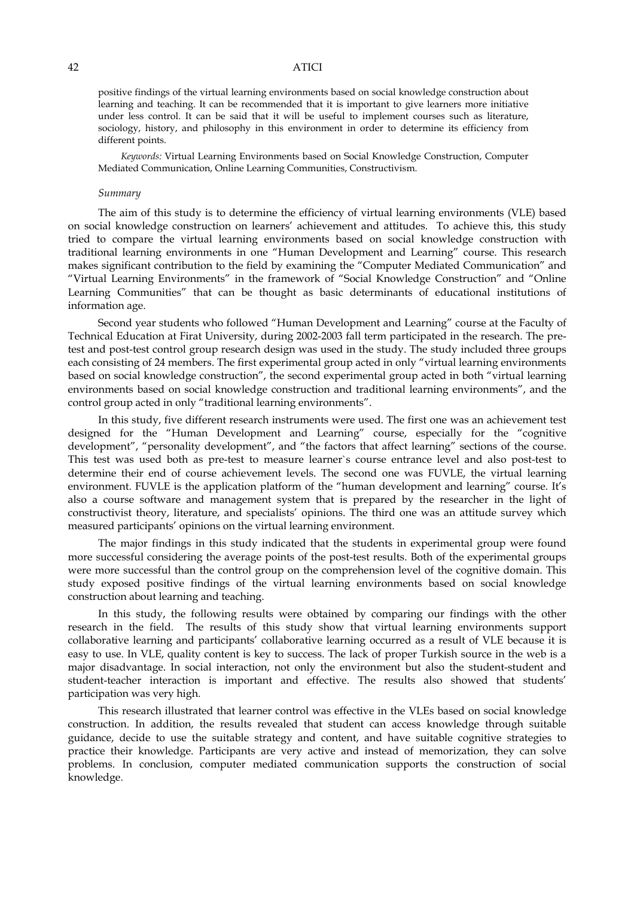positive findings of the virtual learning environments based on social knowledge construction about learning and teaching. It can be recommended that it is important to give learners more initiative under less control. It can be said that it will be useful to implement courses such as literature, sociology, history, and philosophy in this environment in order to determine its efficiency from different points.

*Keywords:* Virtual Learning Environments based on Social Knowledge Construction, Computer Mediated Communication, Online Learning Communities, Constructivism.

*Summary*

The aim of this study is to determine the efficiency of virtual learning environments (VLE) based on social knowledge construction on learners' achievement and attitudes. To achieve this, this study tried to compare the virtual learning environments based on social knowledge construction with traditional learning environments in one "Human Development and Learning" course. This research makes significant contribution to the field by examining the "Computer Mediated Communication" and "Virtual Learning Environments" in the framework of "Social Knowledge Construction" and "Online Learning Communities" that can be thought as basic determinants of educational institutions of information age.

Second year students who followed "Human Development and Learning" course at the Faculty of Technical Education at Firat University, during 2002-2003 fall term participated in the research. The pre-test and post-test control group research design was used in the study. The study included three groups each consisting of 24 members. The first experimental group acted in only "virtual learning environments based on social knowledge construction", the second experimental group acted in both "virtual learning environments based on social knowledge construction and traditional learning environments", and the control group acted in only "traditional learning environments".

In this study, five different research instruments were used. The first one was an achievement test designed for the "Human Development and Learning" course, especially for the "cognitive development", "personality development", and "the factors that affect learning" sections of the course. This test was used both as pre-test to measure learner`s course entrance level and also post-test to determine their end of course achievement levels. The second one was FUVLE, the virtual learning environment. FUVLE is the application platform of the "human development and learning" course. It's also a course software and management system that is prepared by the researcher in the light of constructivist theory, literature, and specialists' opinions. The third one was an attitude survey which measured participants' opinions on the virtual learning environment.

The major findings in this study indicated that the students in experimental group were found more successful considering the average points of the post-test results. Both of the experimental groups were more successful than the control group on the comprehension level of the cognitive domain. This study exposed positive findings of the virtual learning environments based on social knowledge construction about learning and teaching.

In this study, the following results were obtained by comparing our findings with the other research in the field. The results of this study show that virtual learning environments support collaborative learning and participants' collaborative learning occurred as a result of VLE because it is easy to use. In VLE, quality content is key to success. The lack of proper Turkish source in the web is a major disadvantage. In social interaction, not only the environment but also the student-student and student-teacher interaction is important and effective. The results also showed that students' participation was very high.

This research illustrated that learner control was effective in the VLEs based on social knowledge construction. In addition, the results revealed that student can access knowledge through suitable guidance, decide to use the suitable strategy and content, and have suitable cognitive strategies to practice their knowledge. Participants are very active and instead of memorization, they can solve problems. In conclusion, computer mediated communication supports the construction of social knowledge.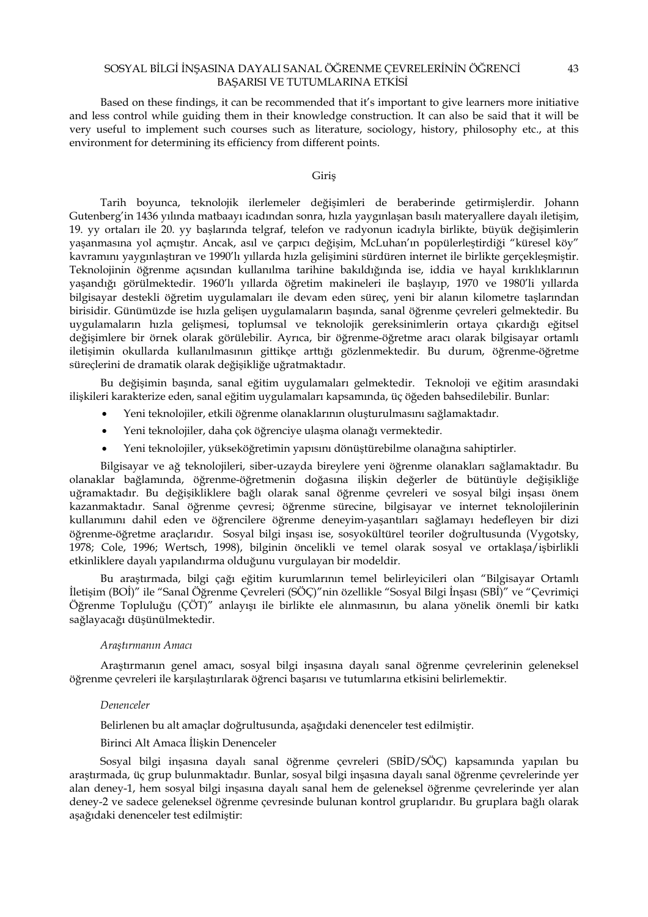Based on these findings, it can be recommended that it's important to give learners more initiative and less control while guiding them in their knowledge construction. It can also be said that it will be very useful to implement such courses such as literature, sociology, history, philosophy etc., at this environment for determining its efficiency from different points.

## Giriş

Tarih boyunca, teknolojik ilerlemeler değişimleri de beraberinde getirmişlerdir. Johann Gutenberg'in 1436 yılında matbaayı icadından sonra, hızla yaygınlaşan basılı materyallere dayalı iletişim, 19. yy ortaları ile 20. yy başlarında telgraf, telefon ve radyonun icadıyla birlikte, büyük değişimlerin yaşanmasına yol açmıştır. Ancak, asıl ve çarpıcı değişim, McLuhan'ın popülerleştirdiği "küresel köy" kavramını yaygınlaştıran ve 1990'lı yıllarda hızla gelişimini sürdüren internet ile birlikte gerçekleşmiştir. Teknolojinin öğrenme açısından kullanılma tarihine bakıldığında ise, iddia ve hayal kırıklıklarının yaşandığı görülmektedir. 1960'lı yıllarda öğretim makineleri ile başlayıp, 1970 ve 1980'li yıllarda bilgisayar destekli öğretim uygulamaları ile devam eden süreç, yeni bir alanın kilometre taşlarından birisidir. Günümüzde ise hızla gelişen uygulamaların başında, sanal öğrenme çevreleri gelmektedir. Bu uygulamaların hızla gelişmesi, toplumsal ve teknolojik gereksinimlerin ortaya çıkardığı eğitsel değişimlere bir örnek olarak görülebilir. Ayrıca, bir öğrenme-öğretme aracı olarak bilgisayar ortamlı iletişimin okullarda kullanılmasının gittikçe arttığı gözlenmektedir. Bu durum, öğrenme-öğretme süreçlerini de dramatik olarak değişikliğe uğratmaktadır.

Bu değişimin başında, sanal eğitim uygulamaları gelmektedir. Teknoloji ve eğitim arasındaki ilişkileri karakterize eden, sanal eğitim uygulamaları kapsamında, üç öğeden bahsedilebilir. Bunlar:

- Yeni teknolojiler, etkili öğrenme olanaklarının oluşturulmasını sağlamaktadır.
- Yeni teknolojiler, daha çok öğrenciye ulaşma olanağı vermektedir.
- Yeni teknolojiler, yükseköğretimin yapısını dönüştürebilme olanağına sahiptirler.

Bilgisayar ve ağ teknolojileri, siber-uzayda bireylere yeni öğrenme olanakları sağlamaktadır. Bu olanaklar bağlamında, öğrenme-öğretmenin doğasına ilişkin değerler de bütünüyle değişikliğe uğramaktadır. Bu değişikliklere bağlı olarak sanal öğrenme çevreleri ve sosyal bilgi inşası önem kazanmaktadır. Sanal öğrenme çevresi; öğrenme sürecine, bilgisayar ve internet teknolojilerinin kullanımını dahil eden ve öğrencilere öğrenme deneyim-yaşantıları sağlamayı hedefleyen bir dizi öğrenme-öğretme araçlarıdır. Sosyal bilgi inşası ise, sosyokültürel teoriler doğrultusunda (Vygotsky, 1978; Cole, 1996; Wertsch, 1998), bilginin öncelikli ve temel olarak sosyal ve ortaklaşa/işbirlikli etkinliklere dayalı yapılandırma olduğunu vurgulayan bir modeldir.

Bu araştırmada, bilgi çağı eğitim kurumlarının temel belirleyicileri olan "Bilgisayar Ortamlı İletişim (BOİ)" ile "Sanal Öğrenme Çevreleri (SÖÇ)"nin özellikle "Sosyal Bilgi İnşası (SBİ)" ve "Çevrimiçi Öğrenme Topluluğu (ÇÖT)" anlayışı ile birlikte ele alınmasının, bu alana yönelik önemli bir katkı sağlayacağı düşünülmektedir.

### *Araştırmanın Amacı*

Araştırmanın genel amacı, sosyal bilgi inşasına dayalı sanal öğrenme çevrelerinin geleneksel öğrenme çevreleri ile karşılaştırılarak öğrenci başarısı ve tutumlarına etkisini belirlemektir.

### *Denenceler*

Belirlenen bu alt amaçlar doğrultusunda, aşağıdaki denenceler test edilmiştir.

Birinci Alt Amaca İlişkin Denenceler

Sosyal bilgi inşasına dayalı sanal öğrenme çevreleri (SBİD/SÖÇ) kapsamında yapılan bu araştırmada, üç grup bulunmaktadır. Bunlar, sosyal bilgi inşasına dayalı sanal öğrenme çevrelerinde yer alan deney-1, hem sosyal bilgi inşasına dayalı sanal hem de geleneksel öğrenme çevrelerinde yer alan deney-2 ve sadece geleneksel öğrenme çevresinde bulunan kontrol gruplarıdır. Bu gruplara bağlı olarak aşağıdaki denenceler test edilmiştir: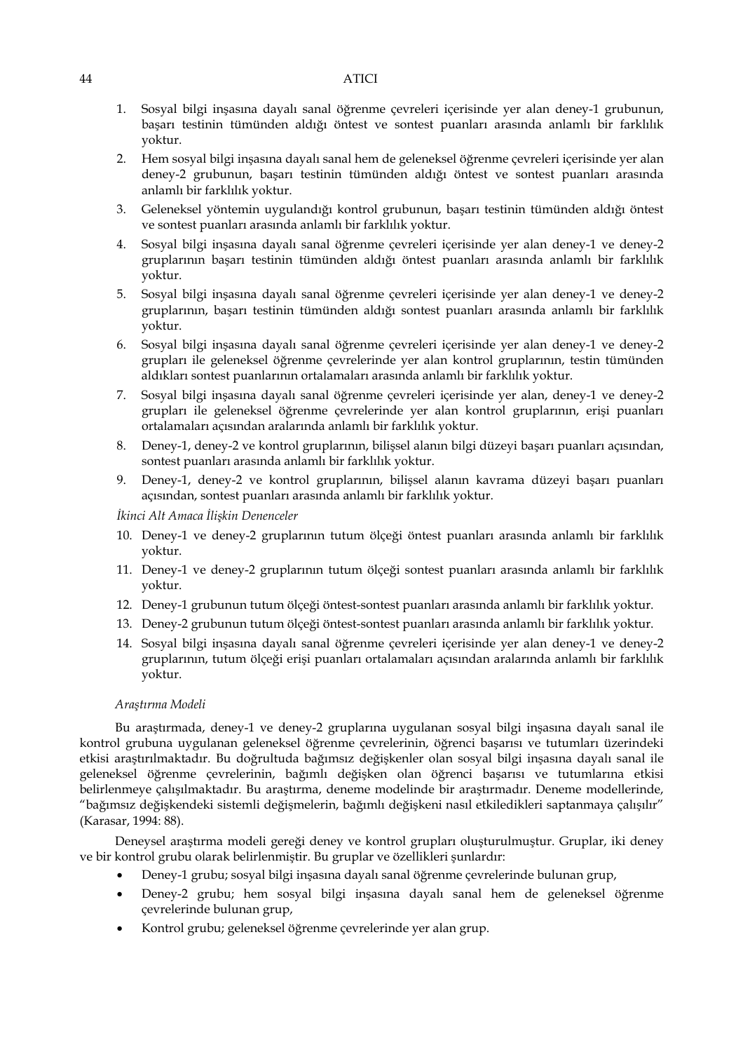1. Sosyal bilgi inşasına dayalı sanal öğrenme çevreleri içerisinde yer alan deney-1 grubunun, başarı testinin tümünden aldığı öntest ve sontest puanları arasında anlamlı bir farklılık yoktur.
2. Hem sosyal bilgi inşasına dayalı sanal hem de geleneksel öğrenme çevreleri içerisinde yer alan deney-2 grubunun, başarı testinin tümünden aldığı öntest ve sontest puanları arasında anlamlı bir farklılık yoktur.
3. Geleneksel yöntemin uygulandığı kontrol grubunun, başarı testinin tümünden aldığı öntest ve sontest puanları arasında anlamlı bir farklılık yoktur.
4. Sosyal bilgi inşasına dayalı sanal öğrenme çevreleri içerisinde yer alan deney-1 ve deney-2 gruplarının başarı testinin tümünden aldığı öntest puanları arasında anlamlı bir farklılık yoktur.
5. Sosyal bilgi inşasına dayalı sanal öğrenme çevreleri içerisinde yer alan deney-1 ve deney-2 gruplarının, başarı testinin tümünden aldığı sontest puanları arasında anlamlı bir farklılık yoktur.
6. Sosyal bilgi inşasına dayalı sanal öğrenme çevreleri içerisinde yer alan deney-1 ve deney-2 grupları ile geleneksel öğrenme çevrelerinde yer alan kontrol gruplarının, testin tümünden aldıkları sontest puanlarının ortalamaları arasında anlamlı bir farklılık yoktur.
7. Sosyal bilgi inşasına dayalı sanal öğrenme çevreleri içerisinde yer alan, deney-1 ve deney-2 grupları ile geleneksel öğrenme çevrelerinde yer alan kontrol gruplarının, erişi puanları ortalamaları açısından aralarında anlamlı bir farklılık yoktur.
8. Deney-1, deney-2 ve kontrol gruplarının, bilişsel alanın bilgi düzeyi başarı puanları açısından, sontest puanları arasında anlamlı bir farklılık yoktur.
9. Deney-1, deney-2 ve kontrol gruplarının, bilişsel alanın kavrama düzeyi başarı puanları açısından, sontest puanları arasında anlamlı bir farklılık yoktur.

*İkinci Alt Amaca İlişkin Denenceler*

10. Deney-1 ve deney-2 gruplarının tutum ölçeği öntest puanları arasında anlamlı bir farklılık yoktur.
11. Deney-1 ve deney-2 gruplarının tutum ölçeği sontest puanları arasında anlamlı bir farklılık yoktur.
12. Deney-1 grubunun tutum ölçeği öntest-sontest puanları arasında anlamlı bir farklılık yoktur.
13. Deney-2 grubunun tutum ölçeği öntest-sontest puanları arasında anlamlı bir farklılık yoktur.
14. Sosyal bilgi inşasına dayalı sanal öğrenme çevreleri içerisinde yer alan deney-1 ve deney-2 gruplarının, tutum ölçeği erişi puanları ortalamaları açısından aralarında anlamlı bir farklılık yoktur.

*Araştırma Modeli*

Bu araştırmada, deney-1 ve deney-2 gruplarına uygulanan sosyal bilgi inşasına dayalı sanal ile kontrol grubuna uygulanan geleneksel öğrenme çevrelerinin, öğrenci başarısı ve tutumları üzerindeki etkisi araştırılmaktadır. Bu doğrultuda bağımsız değişkenler olan sosyal bilgi inşasına dayalı sanal ile geleneksel öğrenme çevrelerinin, bağımlı değişken olan öğrenci başarısı ve tutumlarına etkisi belirlenmeye çalışılmaktadır. Bu araştırma, deneme modelinde bir araştırmadır. Deneme modellerinde, "bağımsız değişkendeki sistemli değişmelerin, bağımlı değişkeni nasıl etkiledikleri saptanmaya çalışılır" (Karasar, 1994: 88).

Deneysel araştırma modeli gereği deney ve kontrol grupları oluşturulmuştur. Gruplar, iki deney ve bir kontrol grubu olarak belirlenmiştir. Bu gruplar ve özellikleri şunlardır:

- Deney-1 grubu; sosyal bilgi inşasına dayalı sanal öğrenme çevrelerinde bulunan grup,
- Deney-2 grubu; hem sosyal bilgi inşasına dayalı sanal hem de geleneksel öğrenme çevrelerinde bulunan grup,
- Kontrol grubu; geleneksel öğrenme çevrelerinde yer alan grup.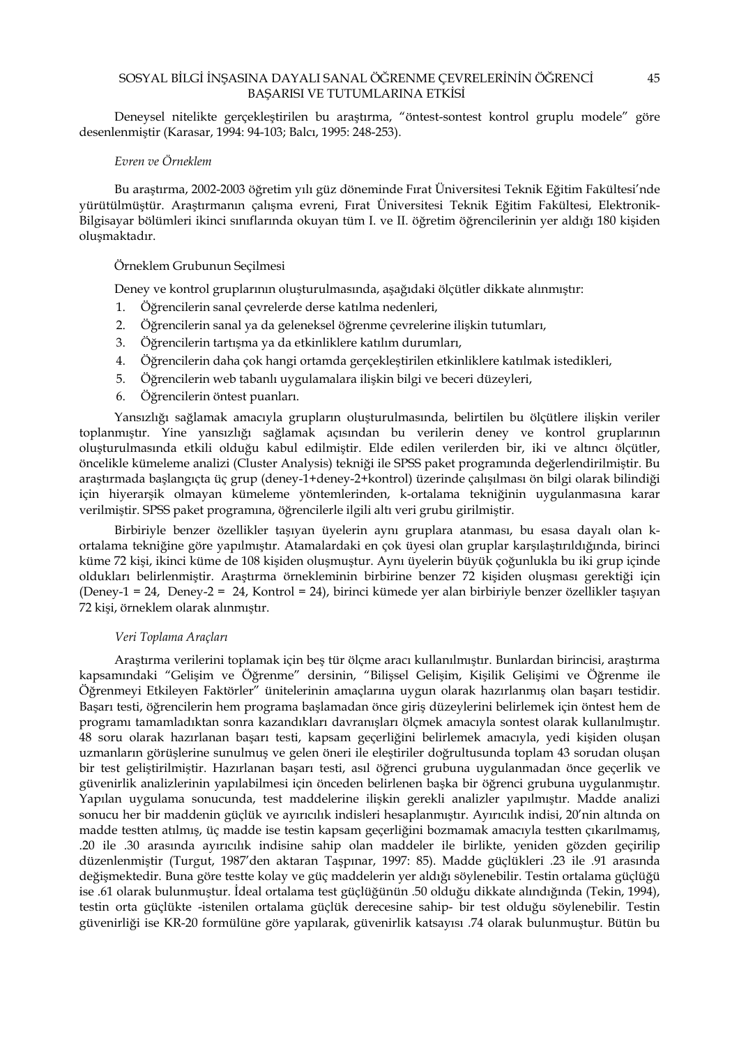Deneysel nitelikte gerçekleştirilen bu araştırma, "öntest-sontest kontrol gruplu modele" göre desenlenmiştir (Karasar, 1994: 94-103; Balcı, 1995: 248-253).

### *Evren ve Örneklem*

Bu araştırma, 2002-2003 öğretim yılı güz döneminde Fırat Üniversitesi Teknik Eğitim Fakültesi'nde yürütülmüştür. Araştırmanın çalışma evreni, Fırat Üniversitesi Teknik Eğitim Fakültesi, Elektronik-Bilgisayar bölümleri ikinci sınıflarında okuyan tüm I. ve II. öğretim öğrencilerinin yer aldığı 180 kişiden oluşmaktadır.

### Örneklem Grubunun Seçilmesi

Deney ve kontrol gruplarının oluşturulmasında, aşağıdaki ölçütler dikkate alınmıştır:

1. Öğrencilerin sanal çevrelerde derse katılma nedenleri,
2. Öğrencilerin sanal ya da geleneksel öğrenme çevrelerine ilişkin tutumları,
3. Öğrencilerin tartışma ya da etkinliklere katılım durumları,
4. Öğrencilerin daha çok hangi ortamda gerçekleştirilen etkinliklere katılmak istedikleri,
5. Öğrencilerin web tabanlı uygulamalara ilişkin bilgi ve beceri düzeyleri,
6. Öğrencilerin öntest puanları.

Yansızlığı sağlamak amacıyla grupların oluşturulmasında, belirtilen bu ölçütlere ilişkin veriler toplanmıştır. Yine yansızlığı sağlamak açısından bu verilerin deney ve kontrol gruplarının oluşturulmasında etkili olduğu kabul edilmiştir. Elde edilen verilerden bir, iki ve altıncı ölçütler, öncelikle kümeleme analizi (Cluster Analysis) tekniği ile SPSS paket programında değerlendirilmiştir. Bu araştırmada başlangıçta üç grup (deney-1+deney-2+kontrol) üzerinde çalışılması ön bilgi olarak bilindiği için hiyerarşik olmayan kümeleme yöntemlerinden, k-ortalama tekniğinin uygulanmasına karar verilmiştir. SPSS paket programına, öğrencilerle ilgili altı veri grubu girilmiştir.

Birbiriyle benzer özellikler taşıyan üyelerin aynı gruplara atanması, bu esasa dayalı olan k-ortalama tekniğine göre yapılmıştır. Atamalardaki en çok üyesi olan gruplar karşılaştırıldığında, birinci küme 72 kişi, ikinci küme de 108 kişiden oluşmuştur. Aynı üyelerin büyük çoğunlukla bu iki grup içinde oldukları belirlenmiştir. Araştırma örnekleminin birbirine benzer 72 kişiden oluşması gerektiği için (Deney-1 = 24, Deney-2 = 24, Kontrol = 24), birinci kümede yer alan birbiriyle benzer özellikler taşıyan 72 kişi, örneklem olarak alınmıştır.

### *Veri Toplama Araçları*

Araştırma verilerini toplamak için beş tür ölçme aracı kullanılmıştır. Bunlardan birincisi, araştırma kapsamındaki "Gelişim ve Öğrenme" dersinin, "Bilişsel Gelişim, Kişilik Gelişimi ve Öğrenme ile Öğrenmeyi Etkileyen Faktörler" ünitelerinin amaçlarına uygun olarak hazırlanmış olan başarı testidir. Başarı testi, öğrencilerin hem programa başlamadan önce giriş düzeylerini belirlemek için öntest hem de programı tamamladıktan sonra kazandıkları davranışları ölçmek amacıyla sontest olarak kullanılmıştır. 48 soru olarak hazırlanan başarı testi, kapsam geçerliğini belirlemek amacıyla, yedi kişiden oluşan uzmanların görüşlerine sunulmuş ve gelen öneri ile eleştiriler doğrultusunda toplam 43 sorudan oluşan bir test geliştirilmiştir. Hazırlanan başarı testi, asıl öğrenci grubuna uygulanmadan önce geçerlik ve güvenirlik analizlerinin yapılabilmesi için önceden belirlenen başka bir öğrenci grubuna uygulanmıştır. Yapılan uygulama sonucunda, test maddelerine ilişkin gerekli analizler yapılmıştır. Madde analizi sonucu her bir maddenin güçlük ve ayırıcılık indisleri hesaplanmıştır. Ayırıcılık indisi, 20'nin altında on madde testten atılmış, üç madde ise testin kapsam geçerliğini bozmamak amacıyla testten çıkarılmamış, .20 ile .30 arasında ayırıcılık indisine sahip olan maddeler ile birlikte, yeniden gözden geçirilip düzenlenmiştir (Turgut, 1987'den aktaran Taşpınar, 1997: 85). Madde güçlükleri .23 ile .91 arasında değişmektedir. Buna göre testte kolay ve güç maddelerin yer aldığı söylenebilir. Testin ortalama güçlüğü ise .61 olarak bulunmuştur. İdeal ortalama test güçlüğünün .50 olduğu dikkate alındığında (Tekin, 1994), testin orta güçlükte -istenilen ortalama güçlük derecesine sahip- bir test olduğu söylenebilir. Testin güvenirliği ise KR-20 formülüne göre yapılarak, güvenirlik katsayısı .74 olarak bulunmuştur. Bütün bu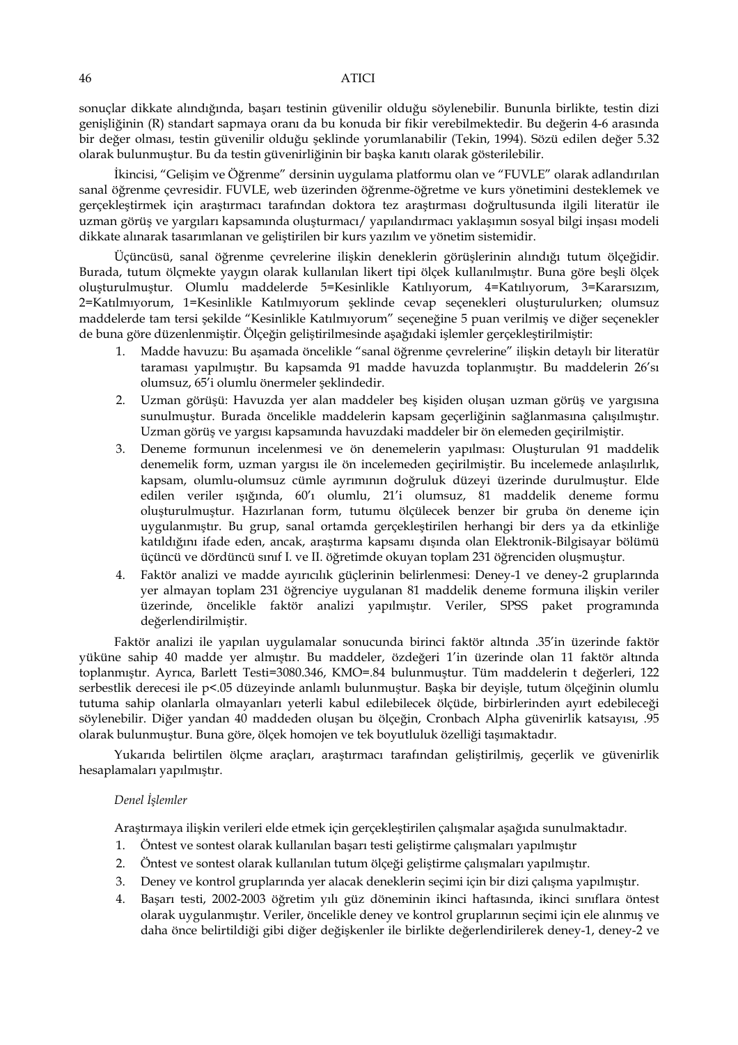sonuçlar dikkate alındığında, başarı testinin güvenilir olduğu söylenebilir. Bununla birlikte, testin dizi genişliğinin (R) standart sapmaya oranı da bu konuda bir fikir verebilmektedir. Bu değerin 4-6 arasında bir değer olması, testin güvenilir olduğu şeklinde yorumlanabilir (Tekin, 1994). Sözü edilen değer 5.32 olarak bulunmuştur. Bu da testin güvenirliğinin bir başka kanıtı olarak gösterilebilir.

İkincisi, "Gelişim ve Öğrenme" dersinin uygulama platformu olan ve "FUVLE" olarak adlandırılan sanal öğrenme çevresidir. FUVLE, web üzerinden öğrenme-öğretme ve kurs yönetimini desteklemek ve gerçekleştirmek için araştırmacı tarafından doktora tez araştırması doğrultusunda ilgili literatür ile uzman görüş ve yargıları kapsamında oluşturmacı/ yapılandırmacı yaklaşımın sosyal bilgi inşası modeli dikkate alınarak tasarımlanan ve geliştirilen bir kurs yazılım ve yönetim sistemidir.

Üçüncüsü, sanal öğrenme çevrelerine ilişkin deneklerin görüşlerinin alındığı tutum ölçeğidir. Burada, tutum ölçmekte yaygın olarak kullanılan likert tipi ölçek kullanılmıştır. Buna göre beşli ölçek oluşturulmuştur. Olumlu maddelerde 5=Kesinlikle Katılıyorum, 4=Katılıyorum, 3=Kararsızım, 2=Katılmıyorum, 1=Kesinlikle Katılmıyorum şeklinde cevap seçenekleri oluşturulurken; olumsuz maddelerde tam tersi şekilde "Kesinlikle Katılmıyorum" seçeneğine 5 puan verilmiş ve diğer seçenekler de buna göre düzenlenmiştir. Ölçeğin geliştirilmesinde aşağıdaki işlemler gerçekleştirilmiştir:

1. Madde havuzu: Bu aşamada öncelikle "sanal öğrenme çevrelerine" ilişkin detaylı bir literatür taraması yapılmıştır. Bu kapsamda 91 madde havuzda toplanmıştır. Bu maddelerin 26'sı olumsuz, 65'i olumlu önermeler şeklindedir.
2. Uzman görüşü: Havuzda yer alan maddeler beş kişiden oluşan uzman görüş ve yargısına sunulmuştur. Burada öncelikle maddelerin kapsam geçerliğinin sağlanmasına çalışılmıştır. Uzman görüş ve yargısı kapsamında havuzdaki maddeler bir ön elemeden geçirilmiştir.
3. Deneme formunun incelenmesi ve ön denemelerin yapılması: Oluşturulan 91 maddelik denemelik form, uzman yargısı ile ön incelemeden geçirilmiştir. Bu incelemede anlaşılırlık, kapsam, olumlu-olumsuz cümle ayrımının doğruluk düzeyi üzerinde durulmuştur. Elde edilen veriler ışığında, 60'ı olumlu, 21'i olumsuz, 81 maddelik deneme formu oluşturulmuştur. Hazırlanan form, tutumu ölçülecek benzer bir gruba ön deneme için uygulanmıştır. Bu grup, sanal ortamda gerçekleştirilen herhangi bir ders ya da etkinliğe katıldığını ifade eden, ancak, araştırma kapsamı dışında olan Elektronik-Bilgisayar bölümü üçüncü ve dördüncü sınıf I. ve II. öğretimde okuyan toplam 231 öğrenciden oluşmuştur.
4. Faktör analizi ve madde ayırıcılık güçlerinin belirlenmesi: Deney-1 ve deney-2 gruplarında yer almayan toplam 231 öğrenciye uygulanan 81 maddelik deneme formuna ilişkin veriler üzerinde, öncelikle faktör analizi yapılmıştır. Veriler, SPSS paket programında değerlendirilmiştir.

Faktör analizi ile yapılan uygulamalar sonucunda birinci faktör altında .35'in üzerinde faktör yüküne sahip 40 madde yer almıştır. Bu maddeler, özdeğeri 1'in üzerinde olan 11 faktör altında toplanmıştır. Ayrıca, Barlett Testi=3080.346, KMO=.84 bulunmuştur. Tüm maddelerin t değerleri, 122 serbestlik derecesi ile $p<.05$ düzeyinde anlamlı bulunmuştur. Başka bir deyişle, tutum ölçeğinin olumlu tutuma sahip olanlarla olmayanları yeterli kabul edilebilecek ölçüde, birbirlerinden ayırt edebileceği söylenebilir. Diğer yandan 40 maddeden oluşan bu ölçeğin, Cronbach Alpha güvenirlik katsayısı, .95 olarak bulunmuştur. Buna göre, ölçek homojen ve tek boyutluluk özelliği taşımaktadır.

Yukarıda belirtilen ölçme araçları, araştırmacı tarafından geliştirilmiş, geçerlik ve güvenirlik hesaplamaları yapılmıştır.

*Denel İşlemler*

Araştırmaya ilişkin verileri elde etmek için gerçekleştirilen çalışmalar aşağıda sunulmaktadır.

1. Öntest ve sontest olarak kullanılan başarı testi geliştirme çalışmaları yapılmıştır
2. Öntest ve sontest olarak kullanılan tutum ölçeği geliştirme çalışmaları yapılmıştır.
3. Deney ve kontrol gruplarında yer alacak deneklerin seçimi için bir dizi çalışma yapılmıştır.
4. Başarı testi, 2002-2003 öğretim yılı güz döneminin ikinci haftasında, ikinci sınıflara öntest olarak uygulanmıştır. Veriler, öncelikle deney ve kontrol gruplarının seçimi için ele alınmış ve daha önce belirtildiği gibi diğer değişkenler ile birlikte değerlendirilerek deney-1, deney-2 ve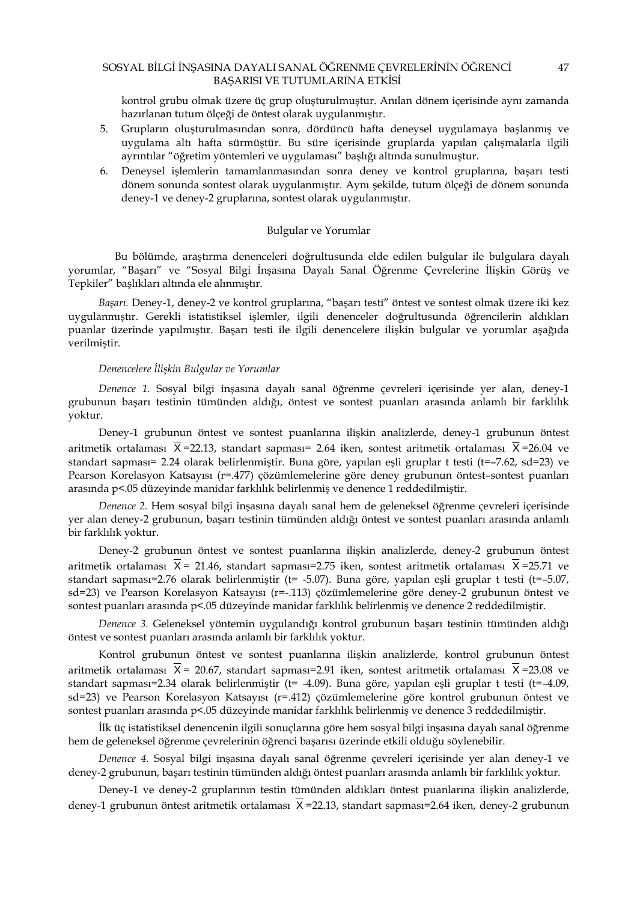kontrol grubu olmak üzere üç grup oluşturulmuştur. Anılan dönem içerisinde aynı zamanda hazırlanan tutum ölçeği de öntest olarak uygulanmıştır.

5. Grupların oluşturulmasından sonra, dördüncü hafta deneysel uygulamaya başlanmış ve uygulama altı hafta sürmüştür. Bu süre içerisinde gruplarda yapılan çalışmalarla ilgili ayrıntılar "öğretim yöntemleri ve uygulaması" başlığı altında sunulmuştur.
6. Deneysel işlemlerin tamamlanmasından sonra deney ve kontrol gruplarına, başarı testi dönem sonunda sontest olarak uygulanmıştır. Aynı şekilde, tutum ölçeği de dönem sonunda deney-1 ve deney-2 gruplarına, sontest olarak uygulanmıştır.

## Bulgular ve Yorumlar

Bu bölümde, araştırma denenceleri doğrultusunda elde edilen bulgular ile bulgulara dayalı yorumlar, "Başarı" ve "Sosyal Bilgi İnşasına Dayalı Sanal Öğrenme Çevrelerine İlişkin Görüş ve Tepkiler" başlıkları altında ele alınmıştır.

*Başarı.* Deney-1, deney-2 ve kontrol gruplarına, "başarı testi" öntest ve sontest olmak üzere iki kez uygulanmıştır. Gerekli istatistiksel işlemler, ilgili denenceler doğrultusunda öğrencilerin aldıkları puanlar üzerinde yapılmıştır. Başarı testi ile ilgili denencelere ilişkin bulgular ve yorumlar aşağıda verilmiştir.

### *Denencelere İlişkin Bulgular ve Yorumlar*

*Denence 1.* Sosyal bilgi inşasına dayalı sanal öğrenme çevreleri içerisinde yer alan, deney-1 grubunun başarı testinin tümünden aldığı, öntest ve sontest puanları arasında anlamlı bir farklılık yoktur.

Deney-1 grubunun öntest ve sontest puanlarına ilişkin analizlerde, deney-1 grubunun öntest aritmetik ortalaması $\overline{X}$=22.13, standart sapması= 2.64 iken, sontest aritmetik ortalaması $\overline{X}$=26.04 ve standart sapması= 2.24 olarak belirlenmiştir. Buna göre, yapılan eşli gruplar t testi (t=–7.62, sd=23) ve Pearson Korelasyon Katsayısı (r=.477) çözümlemelerine göre deney grubunun öntest–sontest puanları arasında $p<.05$ düzeyinde manidar farklılık belirlenmiş ve denence 1 reddedilmiştir.

*Denence 2.* Hem sosyal bilgi inşasına dayalı sanal hem de geleneksel öğrenme çevreleri içerisinde yer alan deney-2 grubunun, başarı testinin tümünden aldığı öntest ve sontest puanları arasında anlamlı bir farklılık yoktur.

Deney-2 grubunun öntest ve sontest puanlarına ilişkin analizlerde, deney-2 grubunun öntest aritmetik ortalaması $\overline{X}$= 21.46, standart sapması=2.75 iken, sontest aritmetik ortalaması $\overline{X}$=25.71 ve standart sapması=2.76 olarak belirlenmiştir (t= -5.07). Buna göre, yapılan eşli gruplar t testi (t=–5.07, sd=23) ve Pearson Korelasyon Katsayısı (r=-.113) çözümlemelerine göre deney-2 grubunun öntest ve sontest puanları arasında $p<.05$ düzeyinde manidar farklılık belirlenmiş ve denence 2 reddedilmiştir.

*Denence 3.* Geleneksel yöntemin uygulandığı kontrol grubunun başarı testinin tümünden aldığı öntest ve sontest puanları arasında anlamlı bir farklılık yoktur.

Kontrol grubunun öntest ve sontest puanlarına ilişkin analizlerde, kontrol grubunun öntest aritmetik ortalaması $\overline{X}$= 20.67, standart sapması=2.91 iken, sontest aritmetik ortalaması $\overline{X}$=23.08 ve standart sapması=2.34 olarak belirlenmiştir (t= -4.09). Buna göre, yapılan eşli gruplar t testi (t=–4.09, sd=23) ve Pearson Korelasyon Katsayısı (r=.412) çözümlemelerine göre kontrol grubunun öntest ve sontest puanları arasında $p<.05$ düzeyinde manidar farklılık belirlenmiş ve denence 3 reddedilmiştir.

İlk üç istatistiksel denencenin ilgili sonuçlarına göre hem sosyal bilgi inşasına dayalı sanal öğrenme hem de geleneksel öğrenme çevrelerinin öğrenci başarısı üzerinde etkili olduğu söylenebilir.

*Denence 4.* Sosyal bilgi inşasına dayalı sanal öğrenme çevreleri içerisinde yer alan deney-1 ve deney-2 grubunun, başarı testinin tümünden aldığı öntest puanları arasında anlamlı bir farklılık yoktur.

Deney-1 ve deney-2 gruplarının testin tümünden aldıkları öntest puanlarına ilişkin analizlerde, deney-1 grubunun öntest aritmetik ortalaması $\overline{X}$=22.13, standart sapması=2.64 iken, deney-2 grubunun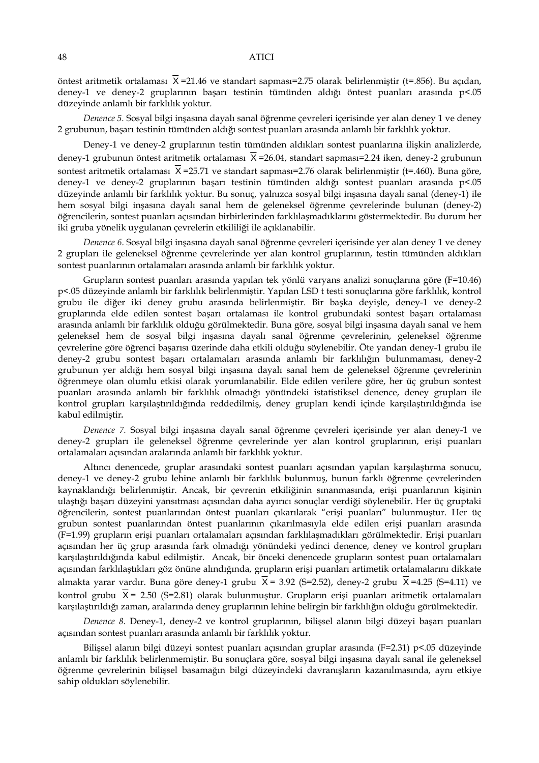öntest aritmetik ortalaması $\overline{X}$=21.46 ve standart sapması=2.75 olarak belirlenmiştir (t=.856). Bu açıdan, deney-1 ve deney-2 gruplarının başarı testinin tümünden aldığı öntest puanları arasında $p<.05$ düzeyinde anlamlı bir farklılık yoktur.

*Denence 5.* Sosyal bilgi inşasına dayalı sanal öğrenme çevreleri içerisinde yer alan deney 1 ve deney 2 grubunun, başarı testinin tümünden aldığı sontest puanları arasında anlamlı bir farklılık yoktur.

Deney-1 ve deney-2 gruplarının testin tümünden aldıkları sontest puanlarına ilişkin analizlerde, deney-1 grubunun öntest aritmetik ortalaması $\overline{X}$=26.04, standart sapması=2.24 iken, deney-2 grubunun sontest aritmetik ortalaması $\overline{X}$=25.71 ve standart sapması=2.76 olarak belirlenmiştir (t=.460). Buna göre, deney-1 ve deney-2 gruplarının başarı testinin tümünden aldığı sontest puanları arasında $p<.05$ düzeyinde anlamlı bir farklılık yoktur. Bu sonuç, yalnızca sosyal bilgi inşasına dayalı sanal (deney-1) ile hem sosyal bilgi inşasına dayalı sanal hem de geleneksel öğrenme çevrelerinde bulunan (deney-2) öğrencilerin, sontest puanları açısından birbirlerinden farklılaşmadıklarını göstermektedir. Bu durum her iki gruba yönelik uygulanan çevrelerin etkililiği ile açıklanabilir.

*Denence 6*. Sosyal bilgi inşasına dayalı sanal öğrenme çevreleri içerisinde yer alan deney 1 ve deney 2 grupları ile geleneksel öğrenme çevrelerinde yer alan kontrol gruplarının, testin tümünden aldıkları sontest puanlarının ortalamaları arasında anlamlı bir farklılık yoktur.

Grupların sontest puanları arasında yapılan tek yönlü varyans analizi sonuçlarına göre (F=10.46) $p<.05$ düzeyinde anlamlı bir farklılık belirlenmiştir. Yapılan LSD t testi sonuçlarına göre farklılık, kontrol grubu ile diğer iki deney grubu arasında belirlenmiştir. Bir başka deyişle, deney-1 ve deney-2 gruplarında elde edilen sontest başarı ortalaması ile kontrol grubundaki sontest başarı ortalaması arasında anlamlı bir farklılık olduğu görülmektedir. Buna göre, sosyal bilgi inşasına dayalı sanal ve hem geleneksel hem de sosyal bilgi inşasına dayalı sanal öğrenme çevrelerinin, geleneksel öğrenme çevrelerine göre öğrenci başarısı üzerinde daha etkili olduğu söylenebilir. Öte yandan deney-1 grubu ile deney-2 grubu sontest başarı ortalamaları arasında anlamlı bir farklılığın bulunmaması, deney-2 grubunun yer aldığı hem sosyal bilgi inşasına dayalı sanal hem de geleneksel öğrenme çevrelerinin öğrenmeye olan olumlu etkisi olarak yorumlanabilir. Elde edilen verilere göre, her üç grubun sontest puanları arasında anlamlı bir farklılık olmadığı yönündeki istatistiksel denence, deney grupları ile kontrol grupları karşılaştırıldığında reddedilmiş, deney grupları kendi içinde karşılaştırıldığında ise kabul edilmiştir**.**

*Denence 7.* Sosyal bilgi inşasına dayalı sanal öğrenme çevreleri içerisinde yer alan deney-1 ve deney-2 grupları ile geleneksel öğrenme çevrelerinde yer alan kontrol gruplarının, erişi puanları ortalamaları açısından aralarında anlamlı bir farklılık yoktur.

Altıncı denencede, gruplar arasındaki sontest puanları açısından yapılan karşılaştırma sonucu, deney-1 ve deney-2 grubu lehine anlamlı bir farklılık bulunmuş, bunun farklı öğrenme çevrelerinden kaynaklandığı belirlenmiştir. Ancak, bir çevrenin etkiliğinin sınanmasında, erişi puanlarının kişinin ulaştığı başarı düzeyini yansıtması açısından daha ayırıcı sonuçlar verdiği söylenebilir. Her üç gruptaki öğrencilerin, sontest puanlarından öntest puanları çıkarılarak "erişi puanları" bulunmuştur. Her üç grubun sontest puanlarından öntest puanlarının çıkarılmasıyla elde edilen erişi puanları arasında (F=1.99) grupların erişi puanları ortalamaları açısından farklılaşmadıkları görülmektedir. Erişi puanları açısından her üç grup arasında fark olmadığı yönündeki yedinci denence, deney ve kontrol grupları karşılaştırıldığında kabul edilmiştir. Ancak, bir önceki denencede grupların sontest puan ortalamaları açısından farklılaştıkları göz önüne alındığında, grupların erişi puanları artimetik ortalamalarını dikkate almakta yarar vardır. Buna göre deney-1 grubu $\overline{X}$= 3.92 (S=2.52), deney-2 grubu $\overline{X}$=4.25 (S=4.11) ve kontrol grubu $\overline{X}$= 2.50 (S=2.81) olarak bulunmuştur. Grupların erişi puanları aritmetik ortalamaları karşılaştırıldığı zaman, aralarında deney gruplarının lehine belirgin bir farklılığın olduğu görülmektedir.

*Denence 8.* Deney-1, deney-2 ve kontrol gruplarının, bilişsel alanın bilgi düzeyi başarı puanları açısından sontest puanları arasında anlamlı bir farklılık yoktur.

Bilişsel alanın bilgi düzeyi sontest puanları açısından gruplar arasında (F=2.31) $p<.05$ düzeyinde anlamlı bir farklılık belirlenmemiştir. Bu sonuçlara göre, sosyal bilgi inşasına dayalı sanal ile geleneksel öğrenme çevrelerinin bilişsel basamağın bilgi düzeyindeki davranışların kazanılmasında, aynı etkiye sahip oldukları söylenebilir.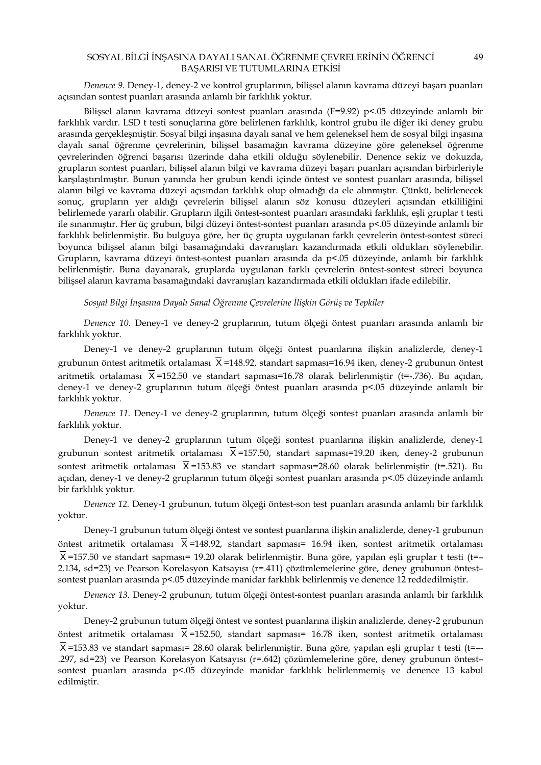*Denence 9.* Deney-1, deney-2 ve kontrol gruplarının, bilişsel alanın kavrama düzeyi başarı puanları açısından sontest puanları arasında anlamlı bir farklılık yoktur.

Bilişsel alanın kavrama düzeyi sontest puanları arasında (F=9.92) p<.05 düzeyinde anlamlı bir farklılık vardır. LSD t testi sonuçlarına göre belirlenen farklılık, kontrol grubu ile diğer iki deney grubu arasında gerçekleşmiştir. Sosyal bilgi inşasına dayalı sanal ve hem geleneksel hem de sosyal bilgi inşasına dayalı sanal öğrenme çevrelerinin, bilişsel basamağın kavrama düzeyine göre geleneksel öğrenme çevrelerinden öğrenci başarısı üzerinde daha etkili olduğu söylenebilir. Denence sekiz ve dokuzda, grupların sontest puanları, bilişsel alanın bilgi ve kavrama düzeyi başarı puanları açısından birbirleriyle karşılaştırılmıştır. Bunun yanında her grubun kendi içinde öntest ve sontest puanları arasında, bilişsel alanın bilgi ve kavrama düzeyi açısından farklılık olup olmadığı da ele alınmıştır. Çünkü, belirlenecek sonuç, grupların yer aldığı çevrelerin bilişsel alanın söz konusu düzeyleri açısından etkililiğini belirlemede yararlı olabilir. Grupların ilgili öntest-sontest puanları arasındaki farklılık, eşli gruplar t testi ile sınanmıştır. Her üç grubun, bilgi düzeyi öntest-sontest puanları arasında p<.05 düzeyinde anlamlı bir farklılık belirlenmiştir. Bu bulguya göre, her üç grupta uygulanan farklı çevrelerin öntest-sontest süreci boyunca bilişsel alanın bilgi basamağındaki davranışları kazandırmada etkili oldukları söylenebilir. Grupların, kavrama düzeyi öntest-sontest puanları arasında da p<.05 düzeyinde, anlamlı bir farklılık belirlenmiştir. Buna dayanarak, gruplarda uygulanan farklı çevrelerin öntest-sontest süreci boyunca bilişsel alanın kavrama basamağındaki davranışları kazandırmada etkili oldukları ifade edilebilir.

*Sosyal Bilgi İnşasına Dayalı Sanal Öğrenme Çevrelerine İlişkin Görüş ve Tepkiler*

*Denence 10.* Deney-1 ve deney-2 gruplarının, tutum ölçeği öntest puanları arasında anlamlı bir farklılık yoktur.

Deney-1 ve deney-2 gruplarının tutum ölçeği öntest puanlarına ilişkin analizlerde, deney-1 grubunun öntest aritmetik ortalaması $\overline{X}$=148.92, standart sapması=16.94 iken, deney-2 grubunun öntest aritmetik ortalaması $\overline{X}$=152.50 ve standart sapması=16.78 olarak belirlenmiştir (t=-.736). Bu açıdan, deney-1 ve deney-2 gruplarının tutum ölçeği öntest puanları arasında p<.05 düzeyinde anlamlı bir farklılık yoktur.

*Denence 11.* Deney-1 ve deney-2 gruplarının, tutum ölçeği sontest puanları arasında anlamlı bir farklılık yoktur.

Deney-1 ve deney-2 gruplarının tutum ölçeği sontest puanlarına ilişkin analizlerde, deney-1 grubunun sontest aritmetik ortalaması $\overline{X}$=157.50, standart sapması=19.20 iken, deney-2 grubunun sontest aritmetik ortalaması $\overline{X}$=153.83 ve standart sapması=28.60 olarak belirlenmiştir (t=.521). Bu açıdan, deney-1 ve deney-2 gruplarının tutum ölçeği sontest puanları arasında p<.05 düzeyinde anlamlı bir farklılık yoktur.

*Denence 12.* Deney-1 grubunun, tutum ölçeği öntest-son test puanları arasında anlamlı bir farklılık yoktur.

Deney-1 grubunun tutum ölçeği öntest ve sontest puanlarına ilişkin analizlerde, deney-1 grubunun öntest aritmetik ortalaması $\overline{X}$=148.92, standart sapması= 16.94 iken, sontest aritmetik ortalaması $\overline{X}$=157.50 ve standart sapması= 19.20 olarak belirlenmiştir. Buna göre, yapılan eşli gruplar t testi (t=–2.134, sd=23) ve Pearson Korelasyon Katsayısı (r=.411) çözümlemelerine göre, deney grubunun öntest–sontest puanları arasında p<.05 düzeyinde manidar farklılık belirlenmiş ve denence 12 reddedilmiştir.

*Denence 13.* Deney-2 grubunun, tutum ölçeği öntest-sontest puanları arasında anlamlı bir farklılık yoktur.

Deney-2 grubunun tutum ölçeği öntest ve sontest puanlarına ilişkin analizlerde, deney-2 grubunun öntest aritmetik ortalaması $\overline{X}$=152.50, standart sapması= 16.78 iken, sontest aritmetik ortalaması $\overline{X}$=153.83 ve standart sapması= 28.60 olarak belirlenmiştir. Buna göre, yapılan eşli gruplar t testi (t=–-.297, sd=23) ve Pearson Korelasyon Katsayısı (r=.642) çözümlemelerine göre, deney grubunun öntest–sontest puanları arasında p<.05 düzeyinde manidar farklılık belirlenmemiş ve denence 13 kabul edilmiştir.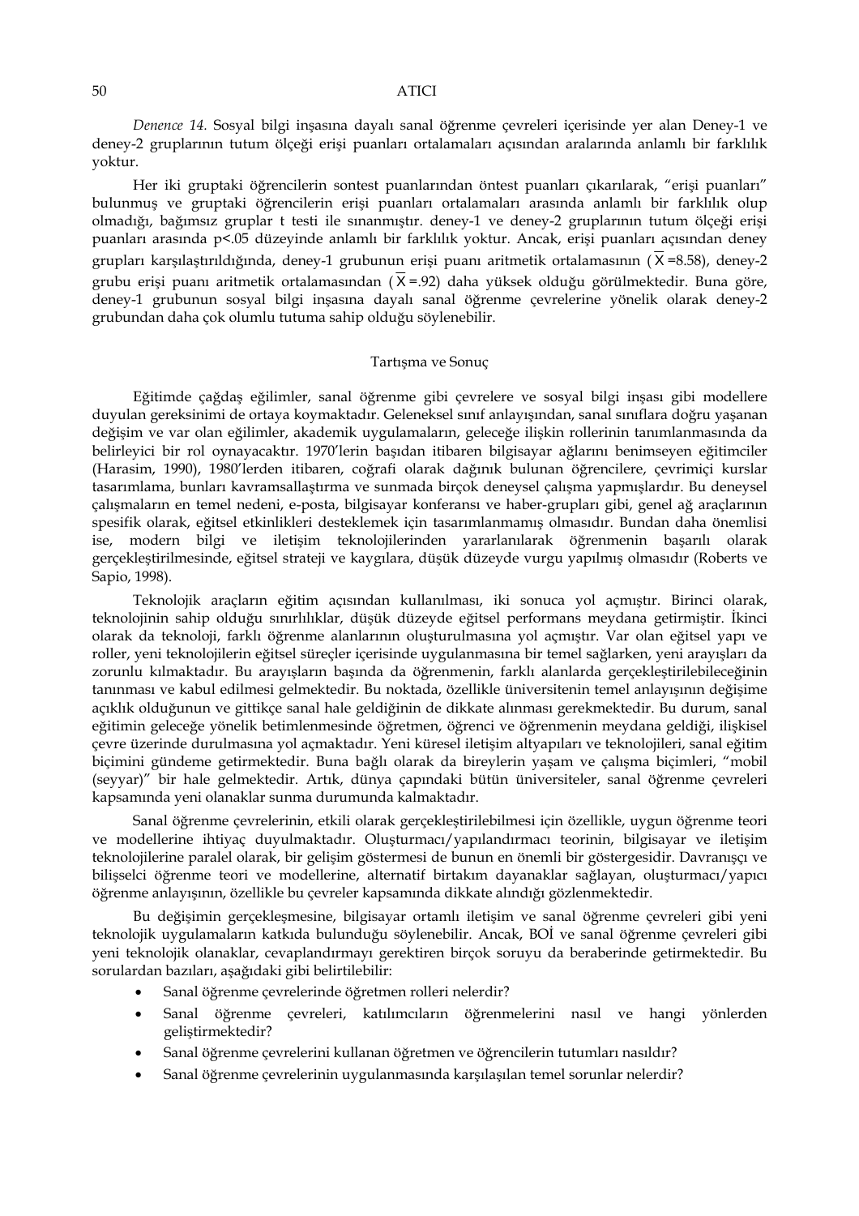*Denence 14.* Sosyal bilgi inşasına dayalı sanal öğrenme çevreleri içerisinde yer alan Deney-1 ve deney-2 gruplarının tutum ölçeği erişi puanları ortalamaları açısından aralarında anlamlı bir farklılık yoktur.

Her iki gruptaki öğrencilerin sontest puanlarından öntest puanları çıkarılarak, "erişi puanları" bulunmuş ve gruptaki öğrencilerin erişi puanları ortalamaları arasında anlamlı bir farklılık olup olmadığı, bağımsız gruplar t testi ile sınanmıştır. deney-1 ve deney-2 gruplarının tutum ölçeği erişi puanları arasında $p<.05$ düzeyinde anlamlı bir farklılık yoktur. Ancak, erişi puanları açısından deney grupları karşılaştırıldığında, deney-1 grubunun erişi puanı aritmetik ortalamasının ($\overline{X}$=8.58), deney-2 grubu erişi puanı aritmetik ortalamasından ($\overline{X}$=.92) daha yüksek olduğu görülmektedir. Buna göre, deney-1 grubunun sosyal bilgi inşasına dayalı sanal öğrenme çevrelerine yönelik olarak deney-2 grubundan daha çok olumlu tutuma sahip olduğu söylenebilir.

## Tartışma ve Sonuç

Eğitimde çağdaş eğilimler, sanal öğrenme gibi çevrelere ve sosyal bilgi inşası gibi modellere duyulan gereksinimi de ortaya koymaktadır. Geleneksel sınıf anlayışından, sanal sınıflara doğru yaşanan değişim ve var olan eğilimler, akademik uygulamaların, geleceğe ilişkin rollerinin tanımlanmasında da belirleyici bir rol oynayacaktır. 1970'lerin başıdan itibaren bilgisayar ağlarını benimseyen eğitimciler (Harasim, 1990), 1980'lerden itibaren, coğrafi olarak dağınık bulunan öğrencilere, çevrimiçi kurslar tasarımlama, bunları kavramsallaştırma ve sunmada birçok deneysel çalışma yapmışlardır. Bu deneysel çalışmaların en temel nedeni, e-posta, bilgisayar konferansı ve haber-grupları gibi, genel ağ araçlarının spesifik olarak, eğitsel etkinlikleri desteklemek için tasarımlanmamış olmasıdır. Bundan daha önemlisi ise, modern bilgi ve iletişim teknolojilerinden yararlanılarak öğrenmenin başarılı olarak gerçekleştirilmesinde, eğitsel strateji ve kaygılara, düşük düzeyde vurgu yapılmış olmasıdır (Roberts ve Sapio, 1998).

Teknolojik araçların eğitim açısından kullanılması, iki sonuca yol açmıştır. Birinci olarak, teknolojinin sahip olduğu sınırlılıklar, düşük düzeyde eğitsel performans meydana getirmiştir. İkinci olarak da teknoloji, farklı öğrenme alanlarının oluşturulmasına yol açmıştır. Var olan eğitsel yapı ve roller, yeni teknolojilerin eğitsel süreçler içerisinde uygulanmasına bir temel sağlarken, yeni arayışları da zorunlu kılmaktadır. Bu arayışların başında da öğrenmenin, farklı alanlarda gerçekleştirilebileceğinin tanınması ve kabul edilmesi gelmektedir. Bu noktada, özellikle üniversitenin temel anlayışının değişime açıklık olduğunun ve gittikçe sanal hale geldiğinin de dikkate alınması gerekmektedir. Bu durum, sanal eğitimin geleceğe yönelik betimlenmesinde öğretmen, öğrenci ve öğrenmenin meydana geldiği, ilişkisel çevre üzerinde durulmasına yol açmaktadır. Yeni küresel iletişim altyapıları ve teknolojileri, sanal eğitim biçimini gündeme getirmektedir. Buna bağlı olarak da bireylerin yaşam ve çalışma biçimleri, "mobil (seyyar)" bir hale gelmektedir. Artık, dünya çapındaki bütün üniversiteler, sanal öğrenme çevreleri kapsamında yeni olanaklar sunma durumunda kalmaktadır.

Sanal öğrenme çevrelerinin, etkili olarak gerçekleştirilebilmesi için özellikle, uygun öğrenme teori ve modellerine ihtiyaç duyulmaktadır. Oluşturmacı/yapılandırmacı teorinin, bilgisayar ve iletişim teknolojilerine paralel olarak, bir gelişim göstermesi de bunun en önemli bir göstergesidir. Davranışçı ve bilişselci öğrenme teori ve modellerine, alternatif birtakım dayanaklar sağlayan, oluşturmacı/yapıcı öğrenme anlayışının, özellikle bu çevreler kapsamında dikkate alındığı gözlenmektedir.

Bu değişimin gerçekleşmesine, bilgisayar ortamlı iletişim ve sanal öğrenme çevreleri gibi yeni teknolojik uygulamaların katkıda bulunduğu söylenebilir. Ancak, BOİ ve sanal öğrenme çevreleri gibi yeni teknolojik olanaklar, cevaplandırmayı gerektiren birçok soruyu da beraberinde getirmektedir. Bu sorulardan bazıları, aşağıdaki gibi belirtilebilir:

- Sanal öğrenme çevrelerinde öğretmen rolleri nelerdir?
- Sanal öğrenme çevreleri, katılımcıların öğrenmelerini nasıl ve hangi yönlerden geliştirmektedir?
- Sanal öğrenme çevrelerini kullanan öğretmen ve öğrencilerin tutumları nasıldır?
- Sanal öğrenme çevrelerinin uygulanmasında karşılaşılan temel sorunlar nelerdir?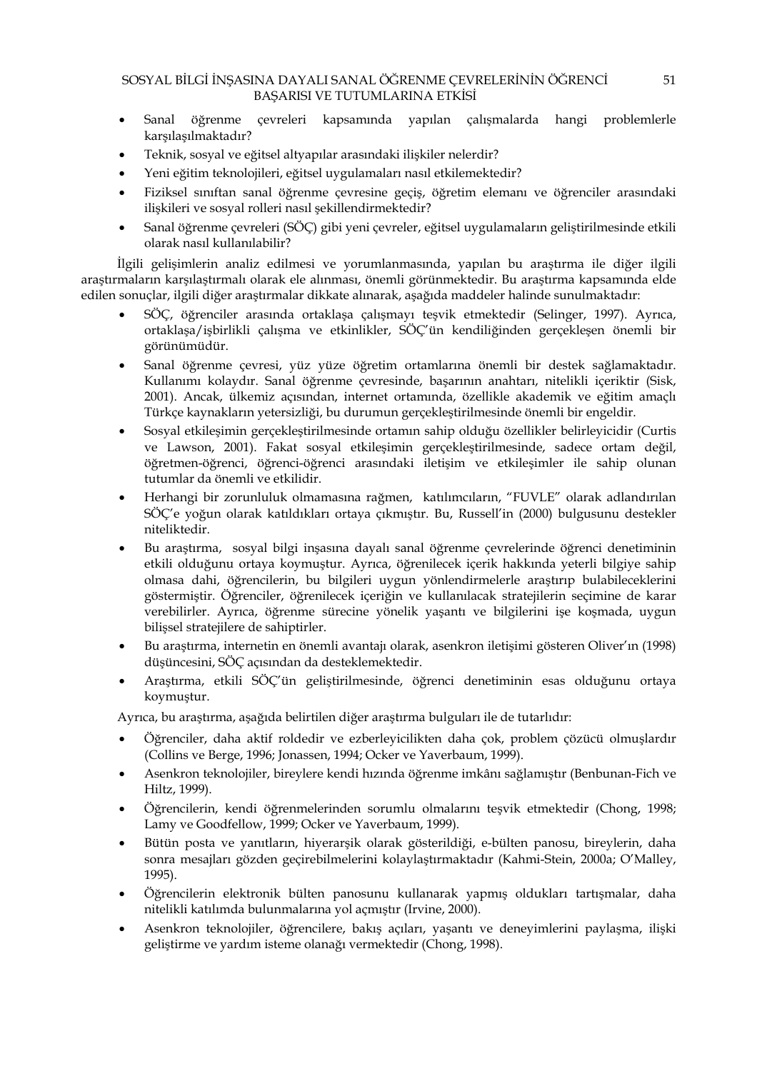- Sanal öğrenme çevreleri kapsamında yapılan çalışmalarda hangi problemlerle karşılaşılmaktadır?
- Teknik, sosyal ve eğitsel altyapılar arasındaki ilişkiler nelerdir?
- Yeni eğitim teknolojileri, eğitsel uygulamaları nasıl etkilemektedir?
- Fiziksel sınıftan sanal öğrenme çevresine geçiş, öğretim elemanı ve öğrenciler arasındaki ilişkileri ve sosyal rolleri nasıl şekillendirmektedir?
- Sanal öğrenme çevreleri (SÖÇ) gibi yeni çevreler, eğitsel uygulamaların geliştirilmesinde etkili olarak nasıl kullanılabilir?

İlgili gelişimlerin analiz edilmesi ve yorumlanmasında, yapılan bu araştırma ile diğer ilgili araştırmaların karşılaştırmalı olarak ele alınması, önemli görünmektedir. Bu araştırma kapsamında elde edilen sonuçlar, ilgili diğer araştırmalar dikkate alınarak, aşağıda maddeler halinde sunulmaktadır:

- SÖÇ, öğrenciler arasında ortaklaşa çalışmayı teşvik etmektedir (Selinger, 1997). Ayrıca, ortaklaşa/işbirlikli çalışma ve etkinlikler, SÖÇ'ün kendiliğinden gerçekleşen önemli bir görünümüdür.
- Sanal öğrenme çevresi, yüz yüze öğretim ortamlarına önemli bir destek sağlamaktadır. Kullanımı kolaydır. Sanal öğrenme çevresinde, başarının anahtarı, nitelikli içeriktir (Sisk, 2001). Ancak, ülkemiz açısından, internet ortamında, özellikle akademik ve eğitim amaçlı Türkçe kaynakların yetersizliği, bu durumun gerçekleştirilmesinde önemli bir engeldir.
- Sosyal etkileşimin gerçekleştirilmesinde ortamın sahip olduğu özellikler belirleyicidir (Curtis ve Lawson, 2001). Fakat sosyal etkileşimin gerçekleştirilmesinde, sadece ortam değil, öğretmen-öğrenci, öğrenci-öğrenci arasındaki iletişim ve etkileşimler ile sahip olunan tutumlar da önemli ve etkilidir.
- Herhangi bir zorunluluk olmamasına rağmen, katılımcıların, "FUVLE" olarak adlandırılan SÖÇ'e yoğun olarak katıldıkları ortaya çıkmıştır. Bu, Russell'in (2000) bulgusunu destekler niteliktedir.
- Bu araştırma, sosyal bilgi inşasına dayalı sanal öğrenme çevrelerinde öğrenci denetiminin etkili olduğunu ortaya koymuştur. Ayrıca, öğrenilecek içerik hakkında yeterli bilgiye sahip olmasa dahi, öğrencilerin, bu bilgileri uygun yönlendirmelerle araştırıp bulabileceklerini göstermiştir. Öğrenciler, öğrenilecek içeriğin ve kullanılacak stratejilerin seçimine de karar verebilirler. Ayrıca, öğrenme sürecine yönelik yaşantı ve bilgilerini işe koşmada, uygun bilişsel stratejilere de sahiptirler.
- Bu araştırma, internetin en önemli avantajı olarak, asenkron iletişimi gösteren Oliver'ın (1998) düşüncesini, SÖÇ açısından da desteklemektedir.
- Araştırma, etkili SÖÇ'ün geliştirilmesinde, öğrenci denetiminin esas olduğunu ortaya koymuştur.

Ayrıca, bu araştırma, aşağıda belirtilen diğer araştırma bulguları ile de tutarlıdır:

- Öğrenciler, daha aktif roldedir ve ezberleyicilikten daha çok, problem çözücü olmuşlardır (Collins ve Berge, 1996; Jonassen, 1994; Ocker ve Yaverbaum, 1999).
- Asenkron teknolojiler, bireylere kendi hızında öğrenme imkânı sağlamıştır (Benbunan-Fich ve Hiltz, 1999).
- Öğrencilerin, kendi öğrenmelerinden sorumlu olmalarını teşvik etmektedir (Chong, 1998; Lamy ve Goodfellow, 1999; Ocker ve Yaverbaum, 1999).
- Bütün posta ve yanıtların, hiyerarşik olarak gösterildiği, e-bülten panosu, bireylerin, daha sonra mesajları gözden geçirebilmelerini kolaylaştırmaktadır (Kahmi-Stein, 2000a; O'Malley, 1995).
- Öğrencilerin elektronik bülten panosunu kullanarak yapmış oldukları tartışmalar, daha nitelikli katılımda bulunmalarına yol açmıştır (Irvine, 2000).
- Asenkron teknolojiler, öğrencilere, bakış açıları, yaşantı ve deneyimlerini paylaşma, ilişki geliştirme ve yardım isteme olanağı vermektedir (Chong, 1998).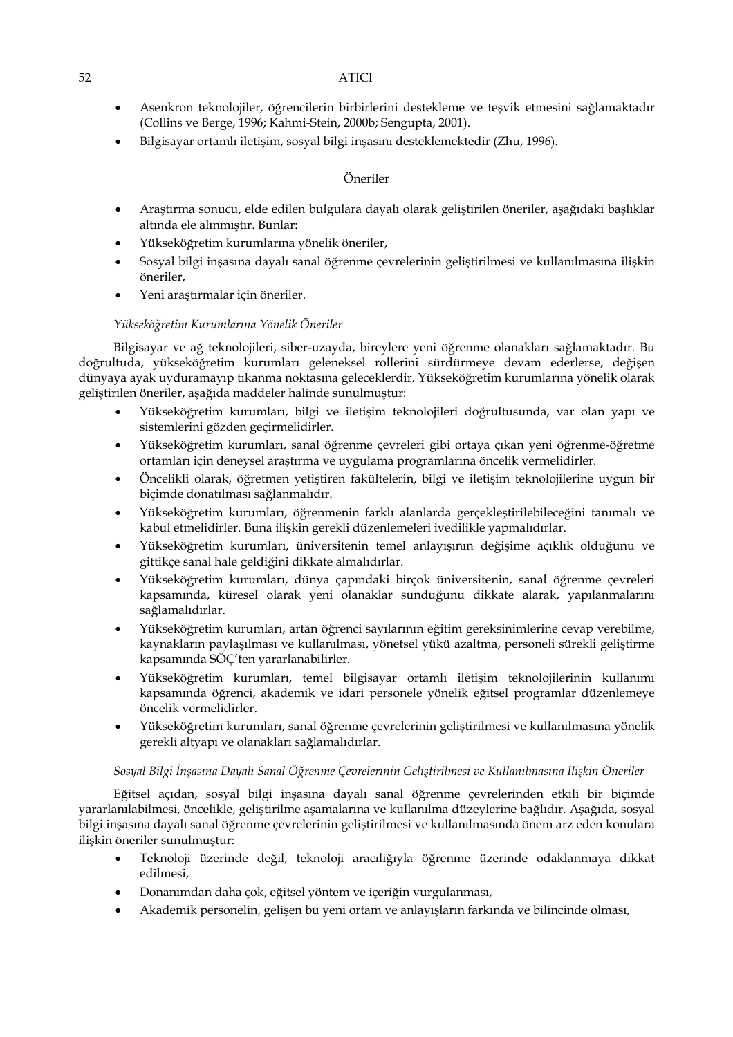- Asenkron teknolojiler, öğrencilerin birbirlerini destekleme ve teşvik etmesini sağlamaktadır (Collins ve Berge, 1996; Kahmi-Stein, 2000b; Sengupta, 2001).
- Bilgisayar ortamlı iletişim, sosyal bilgi inşasını desteklemektedir (Zhu, 1996).

## Öneriler

- Araştırma sonucu, elde edilen bulgulara dayalı olarak geliştirilen öneriler, aşağıdaki başlıklar altında ele alınmıştır. Bunlar:
- Yükseköğretim kurumlarına yönelik öneriler,
- Sosyal bilgi inşasına dayalı sanal öğrenme çevrelerinin geliştirilmesi ve kullanılmasına ilişkin öneriler,
- Yeni araştırmalar için öneriler.

### *Yükseköğretim Kurumlarına Yönelik Öneriler*

Bilgisayar ve ağ teknolojileri, siber-uzayda, bireylere yeni öğrenme olanakları sağlamaktadır. Bu doğrultuda, yükseköğretim kurumları geleneksel rollerini sürdürmeye devam ederlerse, değişen dünyaya ayak uyduramayıp tıkanma noktasına geleceklerdir. Yükseköğretim kurumlarına yönelik olarak geliştirilen öneriler, aşağıda maddeler halinde sunulmuştur:

- Yükseköğretim kurumları, bilgi ve iletişim teknolojileri doğrultusunda, var olan yapı ve sistemlerini gözden geçirmelidirler.
- Yükseköğretim kurumları, sanal öğrenme çevreleri gibi ortaya çıkan yeni öğrenme-öğretme ortamları için deneysel araştırma ve uygulama programlarına öncelik vermelidirler.
- Öncelikli olarak, öğretmen yetiştiren fakültelerin, bilgi ve iletişim teknolojilerine uygun bir biçimde donatılması sağlanmalıdır.
- Yükseköğretim kurumları, öğrenmenin farklı alanlarda gerçekleştirilebileceğini tanımalı ve kabul etmelidirler. Buna ilişkin gerekli düzenlemeleri ivedilikle yapmalıdırlar.
- Yükseköğretim kurumları, üniversitenin temel anlayışının değişime açıklık olduğunu ve gittikçe sanal hale geldiğini dikkate almalıdırlar.
- Yükseköğretim kurumları, dünya çapındaki birçok üniversitenin, sanal öğrenme çevreleri kapsamında, küresel olarak yeni olanaklar sunduğunu dikkate alarak, yapılanmalarını sağlamalıdırlar.
- Yükseköğretim kurumları, artan öğrenci sayılarının eğitim gereksinimlerine cevap verebilme, kaynakların paylaşılması ve kullanılması, yönetsel yükü azaltma, personeli sürekli geliştirme kapsamında SÖÇ'ten yararlanabilirler.
- Yükseköğretim kurumları, temel bilgisayar ortamlı iletişim teknolojilerinin kullanımı kapsamında öğrenci, akademik ve idari personele yönelik eğitsel programlar düzenlemeye öncelik vermelidirler.
- Yükseköğretim kurumları, sanal öğrenme çevrelerinin geliştirilmesi ve kullanılmasına yönelik gerekli altyapı ve olanakları sağlamalıdırlar.

### *Sosyal Bilgi İnşasına Dayalı Sanal Öğrenme Çevrelerinin Geliştirilmesi ve Kullanılmasına İlişkin Öneriler*

Eğitsel açıdan, sosyal bilgi inşasına dayalı sanal öğrenme çevrelerinden etkili bir biçimde yararlanılabilmesi, öncelikle, geliştirilme aşamalarına ve kullanılma düzeylerine bağlıdır. Aşağıda, sosyal bilgi inşasına dayalı sanal öğrenme çevrelerinin geliştirilmesi ve kullanılmasında önem arz eden konulara ilişkin öneriler sunulmuştur:

- Teknoloji üzerinde değil, teknoloji aracılığıyla öğrenme üzerinde odaklanmaya dikkat edilmesi,
- Donanımdan daha çok, eğitsel yöntem ve içeriğin vurgulanması,
- Akademik personelin, gelişen bu yeni ortam ve anlayışların farkında ve bilincinde olması,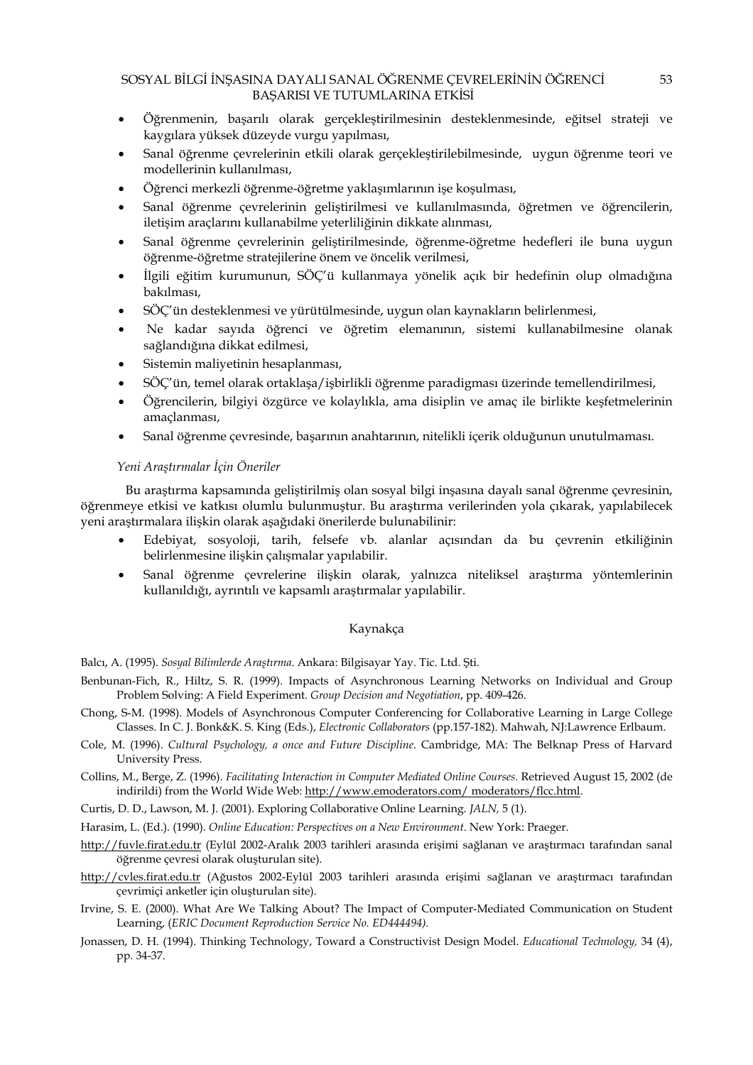- Öğrenmenin, başarılı olarak gerçekleştirilmesinin desteklenmesinde, eğitsel strateji ve kaygılara yüksek düzeyde vurgu yapılması,
- Sanal öğrenme çevrelerinin etkili olarak gerçekleştirilebilmesinde, uygun öğrenme teori ve modellerinin kullanılması,
- Öğrenci merkezli öğrenme-öğretme yaklaşımlarının işe koşulması,
- Sanal öğrenme çevrelerinin geliştirilmesi ve kullanılmasında, öğretmen ve öğrencilerin, iletişim araçlarını kullanabilme yeterliliğinin dikkate alınması,
- Sanal öğrenme çevrelerinin geliştirilmesinde, öğrenme-öğretme hedefleri ile buna uygun öğrenme-öğretme stratejilerine önem ve öncelik verilmesi,
- İlgili eğitim kurumunun, SÖÇ'ü kullanmaya yönelik açık bir hedefinin olup olmadığına bakılması,
- SÖÇ'ün desteklenmesi ve yürütülmesinde, uygun olan kaynakların belirlenmesi,
- Ne kadar sayıda öğrenci ve öğretim elemanının, sistemi kullanabilmesine olanak sağlandığına dikkat edilmesi,
- Sistemin maliyetinin hesaplanması,
- SÖÇ'ün, temel olarak ortaklaşa/işbirlikli öğrenme paradigması üzerinde temellendirilmesi,
- Öğrencilerin, bilgiyi özgürce ve kolaylıkla, ama disiplin ve amaç ile birlikte keşfetmelerinin amaçlanması,
- Sanal öğrenme çevresinde, başarının anahtarının, nitelikli içerik olduğunun unutulmaması.

*Yeni Araştırmalar İçin Öneriler*

Bu araştırma kapsamında geliştirilmiş olan sosyal bilgi inşasına dayalı sanal öğrenme çevresinin, öğrenmeye etkisi ve katkısı olumlu bulunmuştur. Bu araştırma verilerinden yola çıkarak, yapılabilecek yeni araştırmalara ilişkin olarak aşağıdaki önerilerde bulunabilinir:

- Edebiyat, sosyoloji, tarih, felsefe vb. alanlar açısından da bu çevrenin etkiliğinin belirlenmesine ilişkin çalışmalar yapılabilir.
- Sanal öğrenme çevrelerine ilişkin olarak, yalnızca niteliksel araştırma yöntemlerinin kullanıldığı, ayrıntılı ve kapsamlı araştırmalar yapılabilir.

## Kaynakça

Balcı, A. (1995). *Sosyal Bilimlerde Araştırma*. Ankara: Bilgisayar Yay. Tic. Ltd. Şti.

Benbunan-Fich, R., Hiltz, S. R. (1999). Impacts of Asynchronous Learning Networks on Individual and Group Problem Solving: A Field Experiment. *Group Decision and Negotiation*, pp. 409-426.

Chong, S-M. (1998). Models of Asynchronous Computer Conferencing for Collaborative Learning in Large College Classes. In C. J. Bonk&K. S. King (Eds.), *Electronic Collaborators* (pp.157-182). Mahwah, NJ:Lawrence Erlbaum.

Cole, M. (1996). *Cultural Psychology, a once and Future Discipline*. Cambridge, MA: The Belknap Press of Harvard University Press.

Collins, M., Berge, Z. (1996). *Facilitating Interaction in Computer Mediated Online Courses.* Retrieved August 15, 2002 (de indirildi) from the World Wide Web: http://www.emoderators.com/ moderators/flcc.html.

Curtis, D. D., Lawson, M. J. (2001). Exploring Collaborative Online Learning. *JALN,* 5 (1).

Harasim, L. (Ed.). (1990). *Online Education: Perspectives on a New Environment*. New York: Praeger.

http://fuvle.firat.edu.tr (Eylül 2002-Aralık 2003 tarihleri arasında erişimi sağlanan ve araştırmacı tarafından sanal öğrenme çevresi olarak oluşturulan site).

http://cvles.firat.edu.tr (Ağustos 2002-Eylül 2003 tarihleri arasında erişimi sağlanan ve araştırmacı tarafından çevrimiçi anketler için oluşturulan site).

Irvine, S. E. (2000). What Are We Talking About? The Impact of Computer-Mediated Communication on Student Learning, (*ERIC Document Reproduction Service No. ED444494).*

Jonassen, D. H. (1994). Thinking Technology, Toward a Constructivist Design Model. *Educational Technology,* 34 (4), pp. 34-37.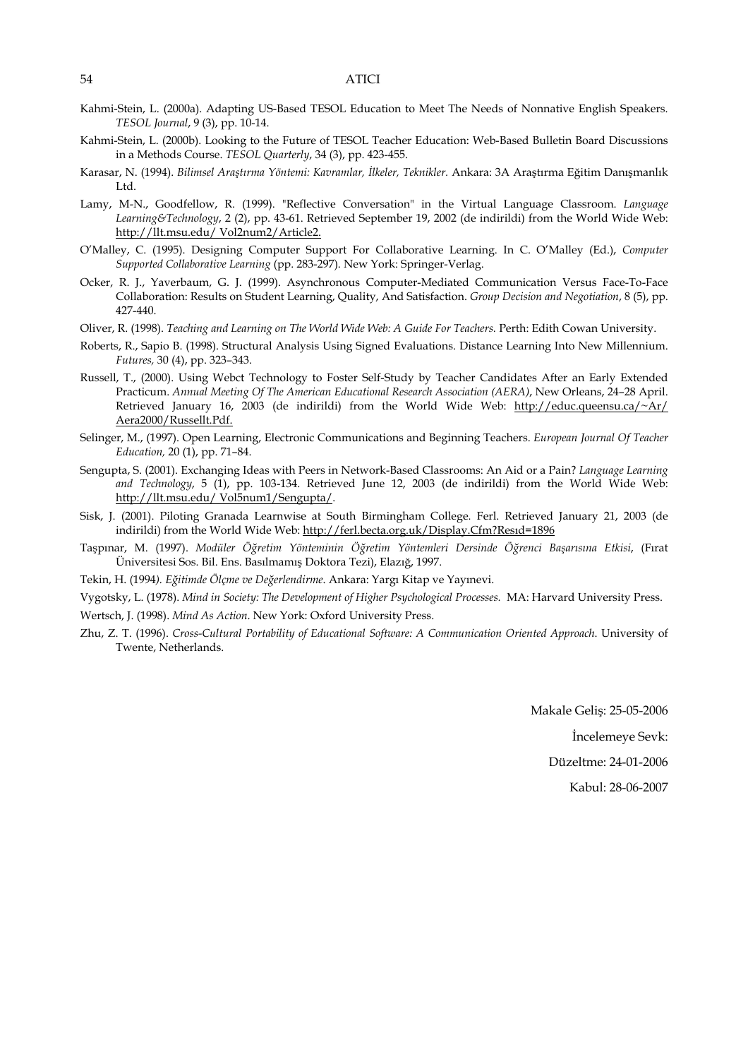Kahmi-Stein, L. (2000a). Adapting US-Based TESOL Education to Meet The Needs of Nonnative English Speakers. *TESOL Journal*, 9 (3), pp. 10-14.

Kahmi-Stein, L. (2000b). Looking to the Future of TESOL Teacher Education: Web-Based Bulletin Board Discussions in a Methods Course. *TESOL Quarterly*, 34 (3), pp. 423-455.

Karasar, N. (1994). *Bilimsel Araştırma Yöntemi: Kavramlar, İlkeler, Teknikler*. Ankara: 3A Araştırma Eğitim Danışmanlık Ltd.

Lamy, M-N., Goodfellow, R. (1999). "Reflective Conversation" in the Virtual Language Classroom. *Language Learning&Technology*, 2 (2), pp. 43-61. Retrieved September 19, 2002 (de indirildi) from the World Wide Web: http://llt.msu.edu/ Vol2num2/Article2.

O'Malley, C. (1995). Designing Computer Support For Collaborative Learning. In C. O'Malley (Ed.), *Computer Supported Collaborative Learning* (pp. 283-297). New York: Springer-Verlag.

Ocker, R. J., Yaverbaum, G. J. (1999). Asynchronous Computer-Mediated Communication Versus Face-To-Face Collaboration: Results on Student Learning, Quality, And Satisfaction. *Group Decision and Negotiation*, 8 (5), pp. 427-440.

Oliver, R. (1998). *Teaching and Learning on The World Wide Web: A Guide For Teachers.* Perth: Edith Cowan University.

Roberts, R., Sapio B. (1998). Structural Analysis Using Signed Evaluations. Distance Learning Into New Millennium. *Futures,* 30 (4), pp. 323–343.

Russell, T., (2000). Using Webct Technology to Foster Self-Study by Teacher Candidates After an Early Extended Practicum. *Annual Meeting Of The American Educational Research Association (AERA)*, New Orleans, 24–28 April. Retrieved January 16, 2003 (de indirildi) from the World Wide Web: http://educ.queensu.ca/~Ar/ Aera2000/Russellt.Pdf.

Selinger, M., (1997). Open Learning, Electronic Communications and Beginning Teachers. *European Journal Of Teacher Education,* 20 (1), pp. 71–84.

Sengupta, S. (2001). Exchanging Ideas with Peers in Network-Based Classrooms: An Aid or a Pain? *Language Learning and Technology*, 5 (1), pp. 103-134. Retrieved June 12, 2003 (de indirildi) from the World Wide Web: http://llt.msu.edu/ Vol5num1/Sengupta/.

Sisk, J. (2001). Piloting Granada Learnwise at South Birmingham College. Ferl. Retrieved January 21, 2003 (de indirildi) from the World Wide Web: http://ferl.becta.org.uk/Display.Cfm?Resıd=1896

Taşpınar, M. (1997). *Modüler Öğretim Yönteminin Öğretim Yöntemleri Dersinde Öğrenci Başarısına Etkisi*, (Fırat Üniversitesi Sos. Bil. Ens. Basılmamış Doktora Tezi), Elazığ, 1997.

Tekin, H. (1994*). Eğitimde Ölçme ve Değerlendirme*. Ankara: Yargı Kitap ve Yayınevi.

Vygotsky, L. (1978). *Mind in Society: The Development of Higher Psychological Processes.* MA: Harvard University Press.

Wertsch, J. (1998). *Mind As Action*. New York: Oxford University Press.

Zhu, Z. T. (1996). *Cross-Cultural Portability of Educational Software: A Communication Oriented Approach*. University of Twente, Netherlands.

Makale Geliş: 25-05-2006

İncelemeye Sevk:

Düzeltme: 24-01-2006

Kabul: 28-06-2007